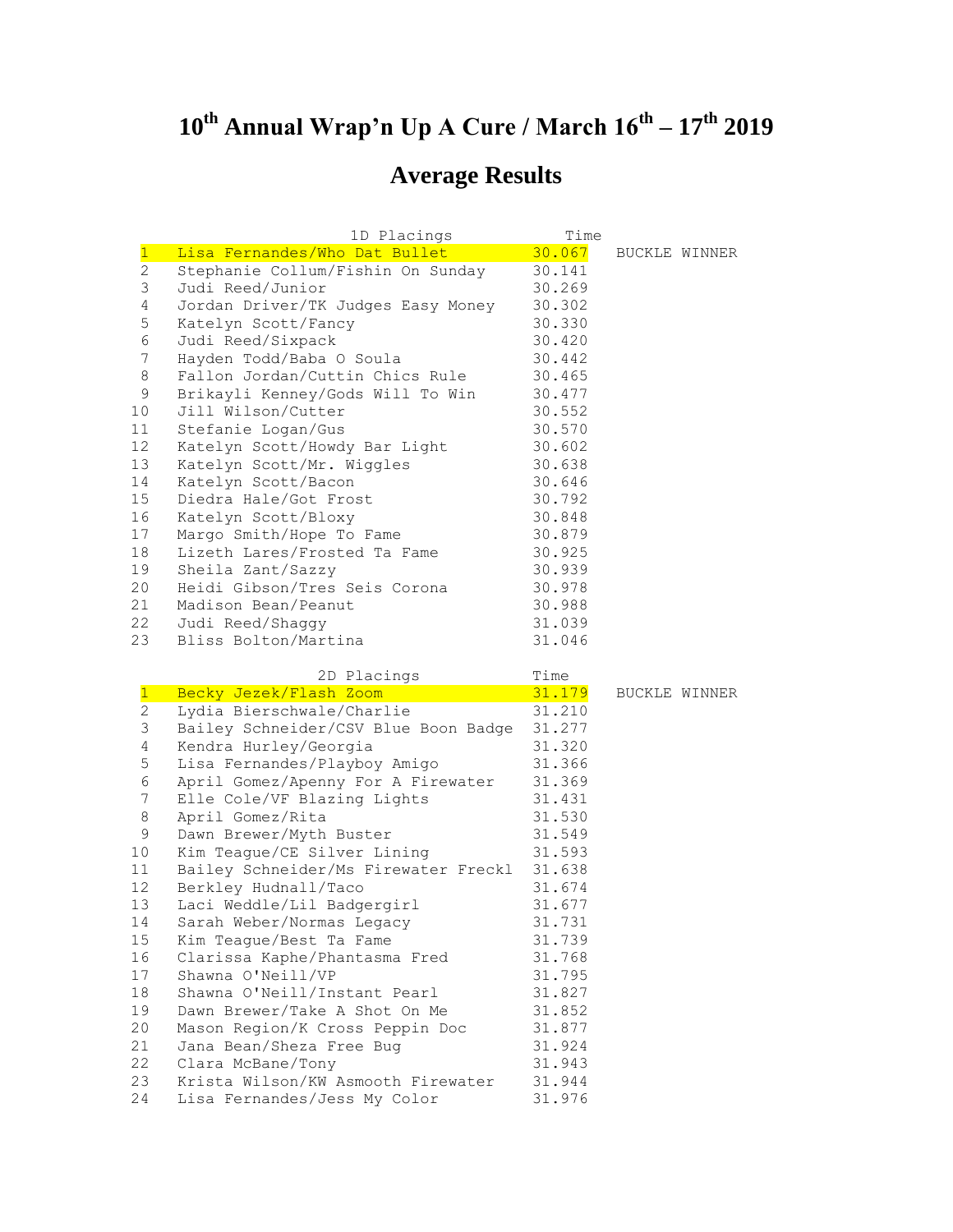# $10^{th}$ Annual Wrap'n Up A Cure / March $16^{th}$ – $17^{th}$ 2019

## Average Results

| | 1D Placings | Time | |
|---|---|---|---|
| 1 | Lisa Fernandes/Who Dat Bullet | 30.067 | BUCKLE WINNER |
| 2 | Stephanie Collum/Fishin On Sunday | 30.141 | |
| 3 | Judi Reed/Junior | 30.269 | |
| 4 | Jordan Driver/TK Judges Easy Money | 30.302 | |
| 5 | Katelyn Scott/Fancy | 30.330 | |
| 6 | Judi Reed/Sixpack | 30.420 | |
| 7 | Hayden Todd/Baba O Soula | 30.442 | |
| 8 | Fallon Jordan/Cuttin Chics Rule | 30.465 | |
| 9 | Brikayli Kenney/Gods Will To Win | 30.477 | |
| 10 | Jill Wilson/Cutter | 30.552 | |
| 11 | Stefanie Logan/Gus | 30.570 | |
| 12 | Katelyn Scott/Howdy Bar Light | 30.602 | |
| 13 | Katelyn Scott/Mr. Wiggles | 30.638 | |
| 14 | Katelyn Scott/Bacon | 30.646 | |
| 15 | Diedra Hale/Got Frost | 30.792 | |
| 16 | Katelyn Scott/Bloxy | 30.848 | |
| 17 | Margo Smith/Hope To Fame | 30.879 | |
| 18 | Lizeth Lares/Frosted Ta Fame | 30.925 | |
| 19 | Sheila Zant/Sazzy | 30.939 | |
| 20 | Heidi Gibson/Tres Seis Corona | 30.978 | |
| 21 | Madison Bean/Peanut | 30.988 | |
| 22 | Judi Reed/Shaggy | 31.039 | |
| 23 | Bliss Bolton/Martina | 31.046 | |

| | 2D Placings | Time | |
|---|---|---|---|
| 1 | Becky Jezek/Flash Zoom | 31.179 | BUCKLE WINNER |
| 2 | Lydia Bierschwale/Charlie | 31.210 | |
| 3 | Bailey Schneider/CSV Blue Boon Badge | 31.277 | |
| 4 | Kendra Hurley/Georgia | 31.320 | |
| 5 | Lisa Fernandes/Playboy Amigo | 31.366 | |
| 6 | April Gomez/Apenny For A Firewater | 31.369 | |
| 7 | Elle Cole/VF Blazing Lights | 31.431 | |
| 8 | April Gomez/Rita | 31.530 | |
| 9 | Dawn Brewer/Myth Buster | 31.549 | |
| 10 | Kim Teague/CE Silver Lining | 31.593 | |
| 11 | Bailey Schneider/Ms Firewater Freckl | 31.638 | |
| 12 | Berkley Hudnall/Taco | 31.674 | |
| 13 | Laci Weddle/Lil Badgergirl | 31.677 | |
| 14 | Sarah Weber/Normas Legacy | 31.731 | |
| 15 | Kim Teague/Best Ta Fame | 31.739 | |
| 16 | Clarissa Kaphe/Phantasma Fred | 31.768 | |
| 17 | Shawna O'Neill/VP | 31.795 | |
| 18 | Shawna O'Neill/Instant Pearl | 31.827 | |
| 19 | Dawn Brewer/Take A Shot On Me | 31.852 | |
| 20 | Mason Region/K Cross Peppin Doc | 31.877 | |
| 21 | Jana Bean/Sheza Free Bug | 31.924 | |
| 22 | Clara McBane/Tony | 31.943 | |
| 23 | Krista Wilson/KW Asmooth Firewater | 31.944 | |
| 24 | Lisa Fernandes/Jess My Color | 31.976 | |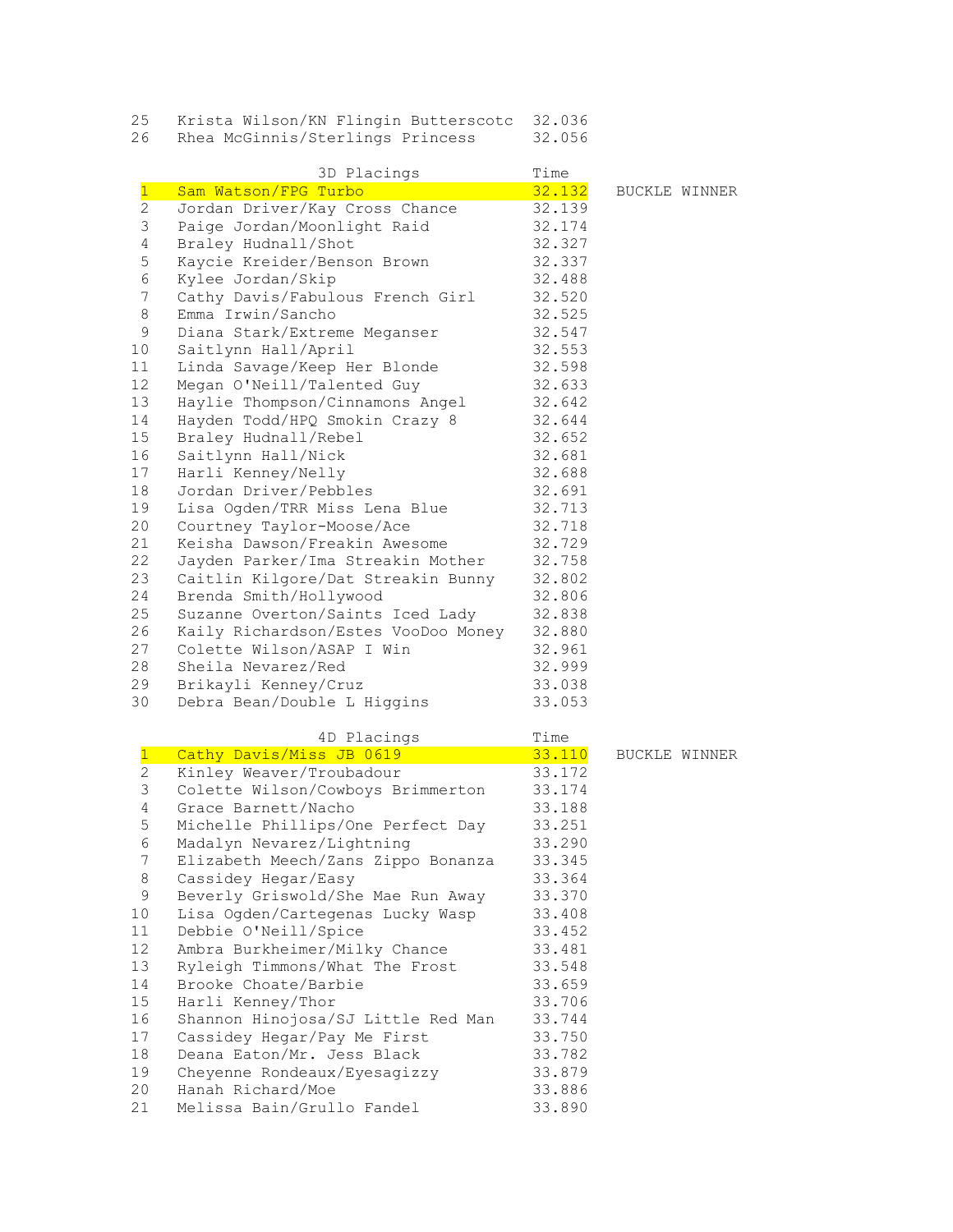| | | | |
|---|---|---|---|
| 25 | Krista Wilson/KN Flingin Butterscotc | 32.036 | |
| 26 | Rhea McGinnis/Sterlings Princess | 32.056 | |

| | 3D Placings | Time | |
|---|---|---|---|
| 1 | Sam Watson/FPG Turbo | 32.132 | BUCKLE WINNER |
| 2 | Jordan Driver/Kay Cross Chance | 32.139 | |
| 3 | Paige Jordan/Moonlight Raid | 32.174 | |
| 4 | Braley Hudnall/Shot | 32.327 | |
| 5 | Kaycie Kreider/Benson Brown | 32.337 | |
| 6 | Kylee Jordan/Skip | 32.488 | |
| 7 | Cathy Davis/Fabulous French Girl | 32.520 | |
| 8 | Emma Irwin/Sancho | 32.525 | |
| 9 | Diana Stark/Extreme Meganser | 32.547 | |
| 10 | Saitlynn Hall/April | 32.553 | |
| 11 | Linda Savage/Keep Her Blonde | 32.598 | |
| 12 | Megan O'Neill/Talented Guy | 32.633 | |
| 13 | Haylie Thompson/Cinnamons Angel | 32.642 | |
| 14 | Hayden Todd/HPQ Smokin Crazy 8 | 32.644 | |
| 15 | Braley Hudnall/Rebel | 32.652 | |
| 16 | Saitlynn Hall/Nick | 32.681 | |
| 17 | Harli Kenney/Nelly | 32.688 | |
| 18 | Jordan Driver/Pebbles | 32.691 | |
| 19 | Lisa Ogden/TRR Miss Lena Blue | 32.713 | |
| 20 | Courtney Taylor-Moose/Ace | 32.718 | |
| 21 | Keisha Dawson/Freakin Awesome | 32.729 | |
| 22 | Jayden Parker/Ima Streakin Mother | 32.758 | |
| 23 | Caitlin Kilgore/Dat Streakin Bunny | 32.802 | |
| 24 | Brenda Smith/Hollywood | 32.806 | |
| 25 | Suzanne Overton/Saints Iced Lady | 32.838 | |
| 26 | Kaily Richardson/Estes VooDoo Money | 32.880 | |
| 27 | Colette Wilson/ASAP I Win | 32.961 | |
| 28 | Sheila Nevarez/Red | 32.999 | |
| 29 | Brikayli Kenney/Cruz | 33.038 | |
| 30 | Debra Bean/Double L Higgins | 33.053 | |

| | 4D Placings | Time | |
|---|---|---|---|
| 1 | Cathy Davis/Miss JB 0619 | 33.110 | BUCKLE WINNER |
| 2 | Kinley Weaver/Troubadour | 33.172 | |
| 3 | Colette Wilson/Cowboys Brimmerton | 33.174 | |
| 4 | Grace Barnett/Nacho | 33.188 | |
| 5 | Michelle Phillips/One Perfect Day | 33.251 | |
| 6 | Madalyn Nevarez/Lightning | 33.290 | |
| 7 | Elizabeth Meech/Zans Zippo Bonanza | 33.345 | |
| 8 | Cassidey Hegar/Easy | 33.364 | |
| 9 | Beverly Griswold/She Mae Run Away | 33.370 | |
| 10 | Lisa Ogden/Cartegenas Lucky Wasp | 33.408 | |
| 11 | Debbie O'Neill/Spice | 33.452 | |
| 12 | Ambra Burkheimer/Milky Chance | 33.481 | |
| 13 | Ryleigh Timmons/What The Frost | 33.548 | |
| 14 | Brooke Choate/Barbie | 33.659 | |
| 15 | Harli Kenney/Thor | 33.706 | |
| 16 | Shannon Hinojosa/SJ Little Red Man | 33.744 | |
| 17 | Cassidey Hegar/Pay Me First | 33.750 | |
| 18 | Deana Eaton/Mr. Jess Black | 33.782 | |
| 19 | Cheyenne Rondeaux/Eyesagizzy | 33.879 | |
| 20 | Hanah Richard/Moe | 33.886 | |
| 21 | Melissa Bain/Grullo Fandel | 33.890 | |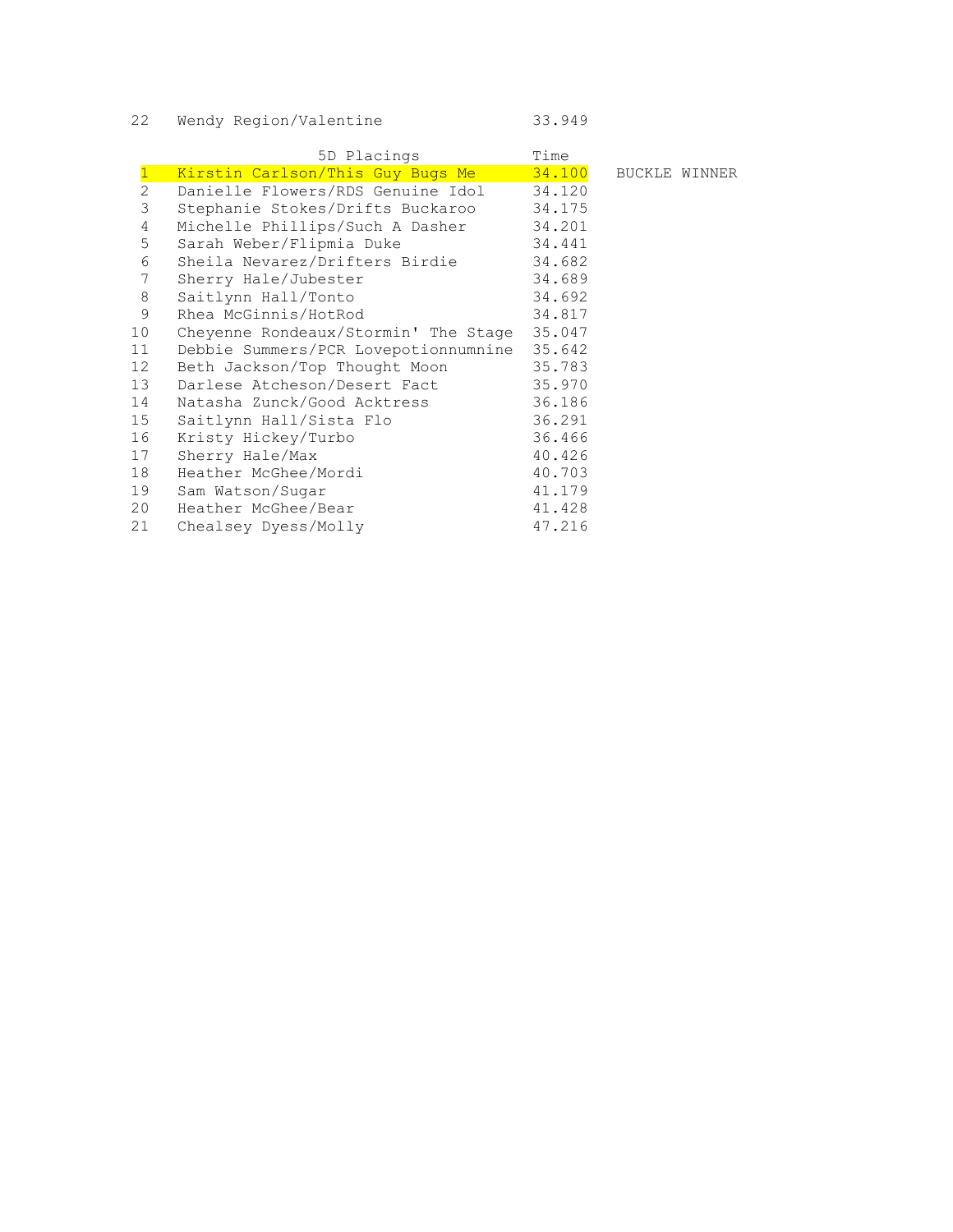| | | | |
|---|---|---|---|
| 22 | Wendy Region/Valentine | 33.949 | |

| | 5D Placings | Time | |
|---|---|---|---|
| 1 | Kirstin Carlson/This Guy Bugs Me | 34.100 | BUCKLE WINNER |
| 2 | Danielle Flowers/RDS Genuine Idol | 34.120 | |
| 3 | Stephanie Stokes/Drifts Buckaroo | 34.175 | |
| 4 | Michelle Phillips/Such A Dasher | 34.201 | |
| 5 | Sarah Weber/Flipmia Duke | 34.441 | |
| 6 | Sheila Nevarez/Drifters Birdie | 34.682 | |
| 7 | Sherry Hale/Jubester | 34.689 | |
| 8 | Saitlynn Hall/Tonto | 34.692 | |
| 9 | Rhea McGinnis/HotRod | 34.817 | |
| 10 | Cheyenne Rondeaux/Stormin' The Stage | 35.047 | |
| 11 | Debbie Summers/PCR Lovepotionnumnine | 35.642 | |
| 12 | Beth Jackson/Top Thought Moon | 35.783 | |
| 13 | Darlese Atcheson/Desert Fact | 35.970 | |
| 14 | Natasha Zunck/Good Acktress | 36.186 | |
| 15 | Saitlynn Hall/Sista Flo | 36.291 | |
| 16 | Kristy Hickey/Turbo | 36.466 | |
| 17 | Sherry Hale/Max | 40.426 | |
| 18 | Heather McGhee/Mordi | 40.703 | |
| 19 | Sam Watson/Sugar | 41.179 | |
| 20 | Heather McGhee/Bear | 41.428 | |
| 21 | Chealsey Dyess/Molly | 47.216 | |